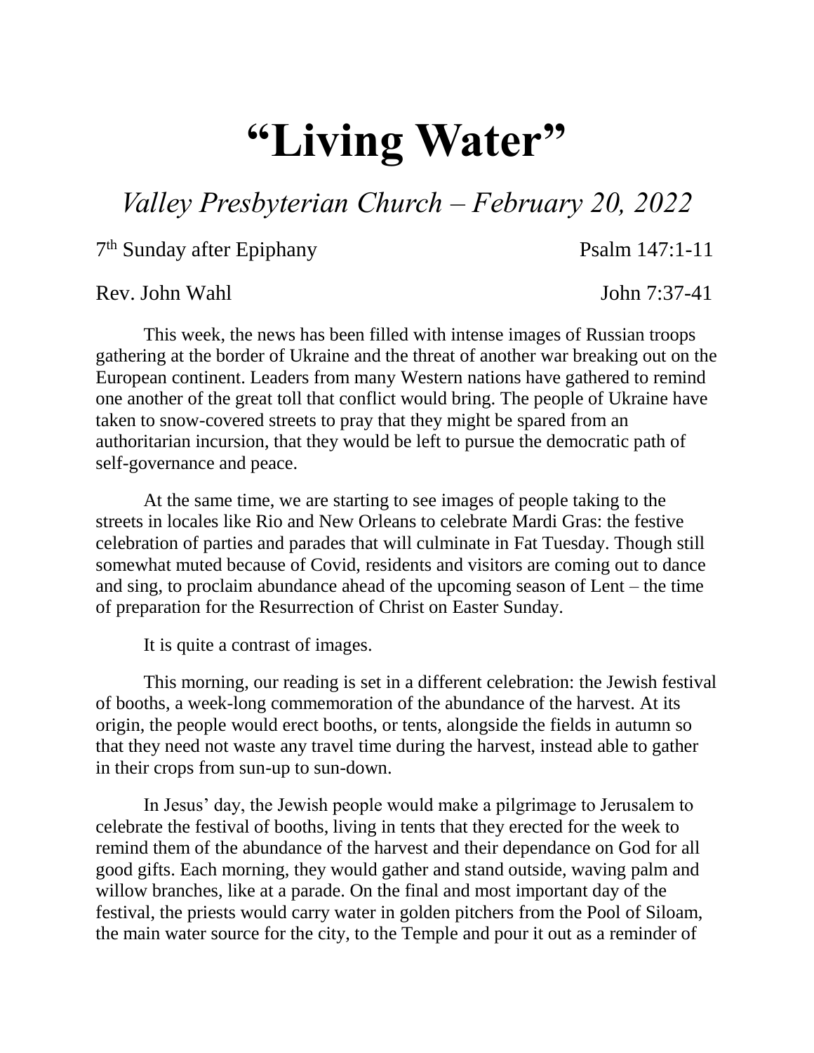# "Living Water"

*Valley Presbyterian Church – February 20, 2022*

7th Sunday after Epiphany — Psalm 147:1-11

Rev. John Wahl — John 7:37-41

This week, the news has been filled with intense images of Russian troops gathering at the border of Ukraine and the threat of another war breaking out on the European continent. Leaders from many Western nations have gathered to remind one another of the great toll that conflict would bring. The people of Ukraine have taken to snow-covered streets to pray that they might be spared from an authoritarian incursion, that they would be left to pursue the democratic path of self-governance and peace.

At the same time, we are starting to see images of people taking to the streets in locales like Rio and New Orleans to celebrate Mardi Gras: the festive celebration of parties and parades that will culminate in Fat Tuesday. Though still somewhat muted because of Covid, residents and visitors are coming out to dance and sing, to proclaim abundance ahead of the upcoming season of Lent – the time of preparation for the Resurrection of Christ on Easter Sunday.

It is quite a contrast of images.

This morning, our reading is set in a different celebration: the Jewish festival of booths, a week-long commemoration of the abundance of the harvest. At its origin, the people would erect booths, or tents, alongside the fields in autumn so that they need not waste any travel time during the harvest, instead able to gather in their crops from sun-up to sun-down.

In Jesus' day, the Jewish people would make a pilgrimage to Jerusalem to celebrate the festival of booths, living in tents that they erected for the week to remind them of the abundance of the harvest and their dependance on God for all good gifts. Each morning, they would gather and stand outside, waving palm and willow branches, like at a parade. On the final and most important day of the festival, the priests would carry water in golden pitchers from the Pool of Siloam, the main water source for the city, to the Temple and pour it out as a reminder of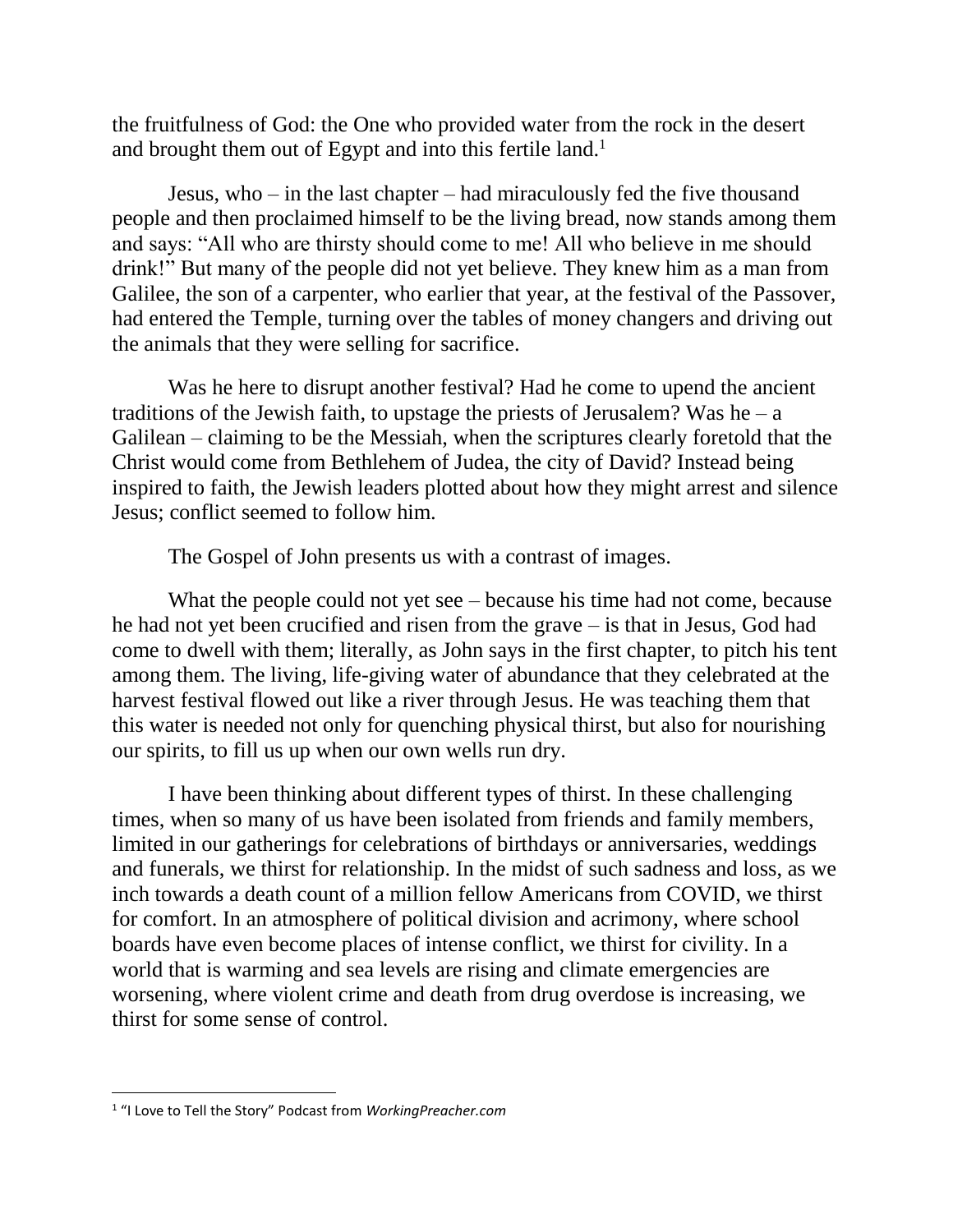the fruitfulness of God: the One who provided water from the rock in the desert and brought them out of Egypt and into this fertile land.[1]

Jesus, who – in the last chapter – had miraculously fed the five thousand people and then proclaimed himself to be the living bread, now stands among them and says: "All who are thirsty should come to me! All who believe in me should drink!" But many of the people did not yet believe. They knew him as a man from Galilee, the son of a carpenter, who earlier that year, at the festival of the Passover, had entered the Temple, turning over the tables of money changers and driving out the animals that they were selling for sacrifice.

Was he here to disrupt another festival? Had he come to upend the ancient traditions of the Jewish faith, to upstage the priests of Jerusalem? Was he – a Galilean – claiming to be the Messiah, when the scriptures clearly foretold that the Christ would come from Bethlehem of Judea, the city of David? Instead being inspired to faith, the Jewish leaders plotted about how they might arrest and silence Jesus; conflict seemed to follow him.

The Gospel of John presents us with a contrast of images.

What the people could not yet see – because his time had not come, because he had not yet been crucified and risen from the grave – is that in Jesus, God had come to dwell with them; literally, as John says in the first chapter, to pitch his tent among them. The living, life-giving water of abundance that they celebrated at the harvest festival flowed out like a river through Jesus. He was teaching them that this water is needed not only for quenching physical thirst, but also for nourishing our spirits, to fill us up when our own wells run dry.

I have been thinking about different types of thirst. In these challenging times, when so many of us have been isolated from friends and family members, limited in our gatherings for celebrations of birthdays or anniversaries, weddings and funerals, we thirst for relationship. In the midst of such sadness and loss, as we inch towards a death count of a million fellow Americans from COVID, we thirst for comfort. In an atmosphere of political division and acrimony, where school boards have even become places of intense conflict, we thirst for civility. In a world that is warming and sea levels are rising and climate emergencies are worsening, where violent crime and death from drug overdose is increasing, we thirst for some sense of control.

---

[1] "I Love to Tell the Story" Podcast from *WorkingPreacher.com*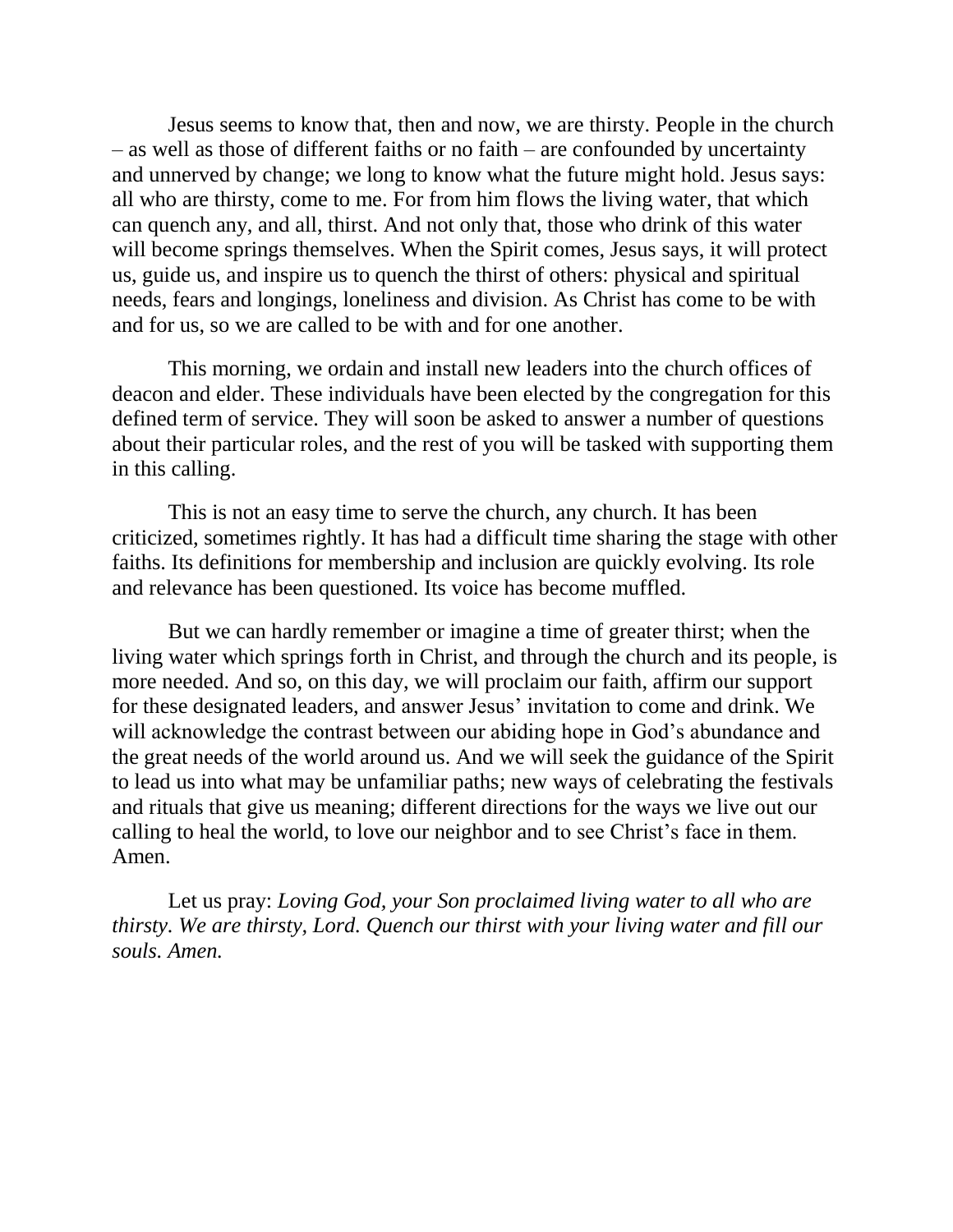Jesus seems to know that, then and now, we are thirsty. People in the church – as well as those of different faiths or no faith – are confounded by uncertainty and unnerved by change; we long to know what the future might hold. Jesus says: all who are thirsty, come to me. For from him flows the living water, that which can quench any, and all, thirst. And not only that, those who drink of this water will become springs themselves. When the Spirit comes, Jesus says, it will protect us, guide us, and inspire us to quench the thirst of others: physical and spiritual needs, fears and longings, loneliness and division. As Christ has come to be with and for us, so we are called to be with and for one another.

This morning, we ordain and install new leaders into the church offices of deacon and elder. These individuals have been elected by the congregation for this defined term of service. They will soon be asked to answer a number of questions about their particular roles, and the rest of you will be tasked with supporting them in this calling.

This is not an easy time to serve the church, any church. It has been criticized, sometimes rightly. It has had a difficult time sharing the stage with other faiths. Its definitions for membership and inclusion are quickly evolving. Its role and relevance has been questioned. Its voice has become muffled.

But we can hardly remember or imagine a time of greater thirst; when the living water which springs forth in Christ, and through the church and its people, is more needed. And so, on this day, we will proclaim our faith, affirm our support for these designated leaders, and answer Jesus' invitation to come and drink. We will acknowledge the contrast between our abiding hope in God's abundance and the great needs of the world around us. And we will seek the guidance of the Spirit to lead us into what may be unfamiliar paths; new ways of celebrating the festivals and rituals that give us meaning; different directions for the ways we live out our calling to heal the world, to love our neighbor and to see Christ's face in them. Amen.

Let us pray: *Loving God, your Son proclaimed living water to all who are thirsty. We are thirsty, Lord. Quench our thirst with your living water and fill our souls. Amen.*